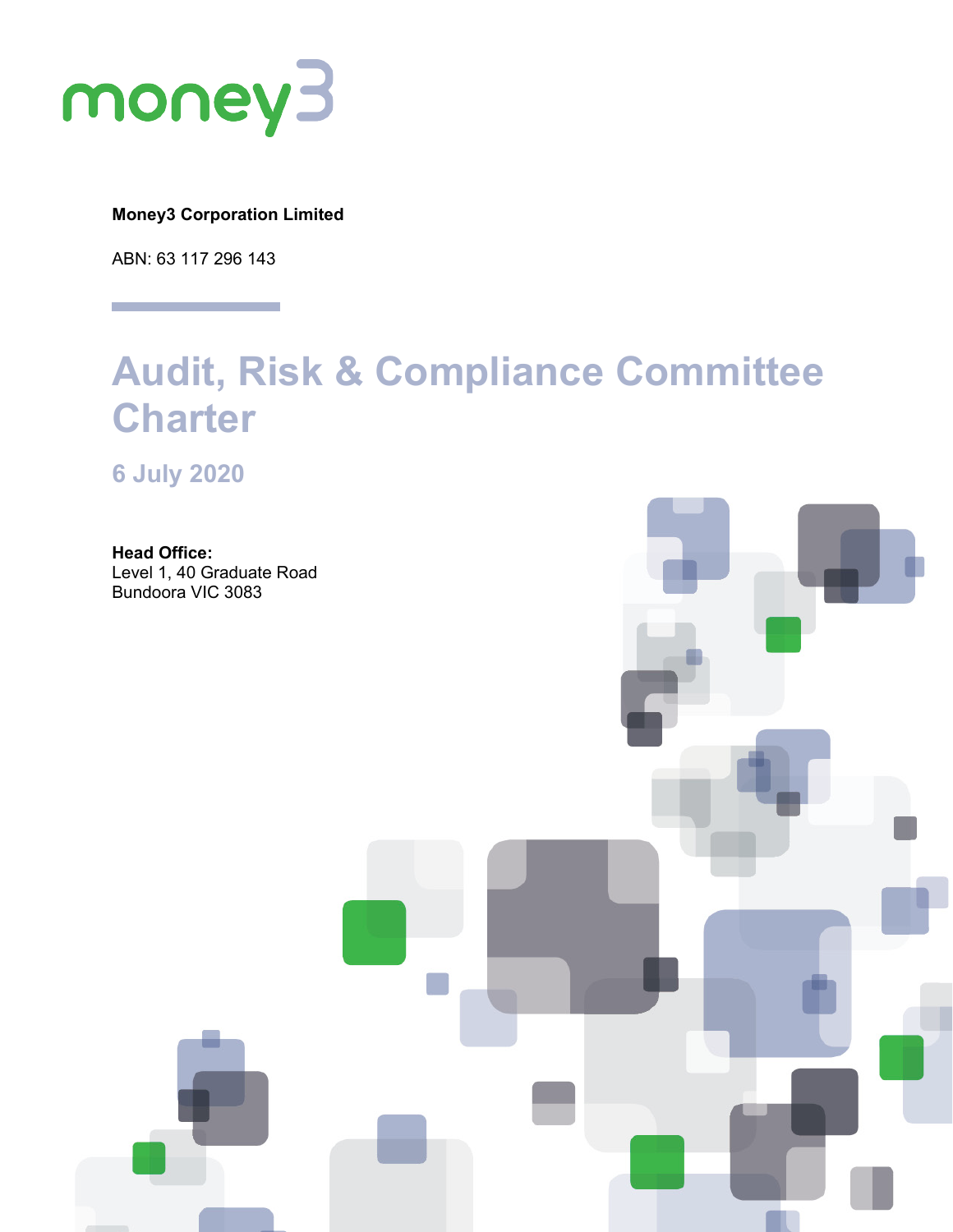money3

**Money3 Corporation Limited**

ABN: 63 117 296 143

# Audit, Risk & Compliance Committee Charter

## 6 July 2020

**Head Office:**
Level 1, 40 Graduate Road
Bundoora VIC 3083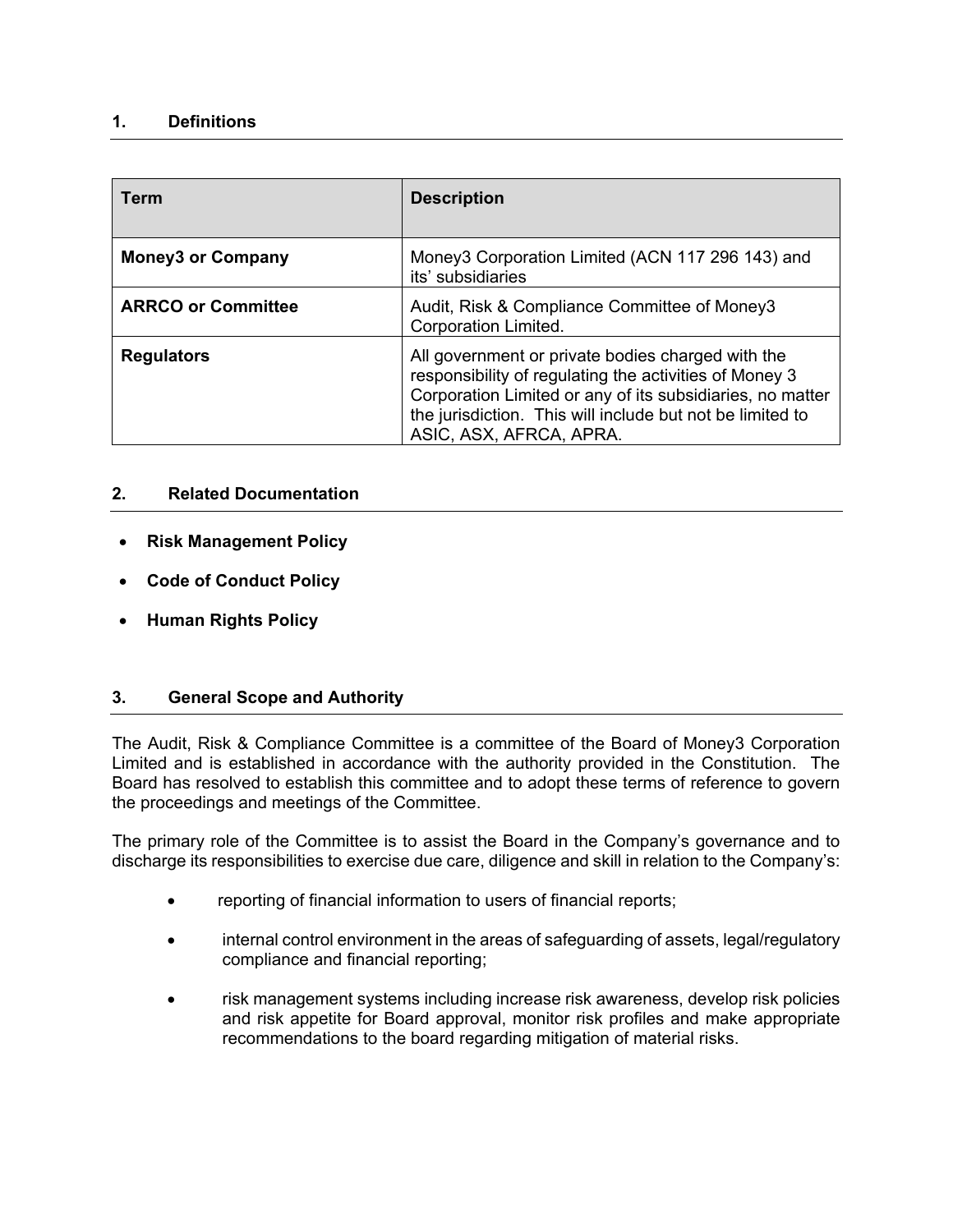## 1. Definitions

| Term | Description |
|---|---|
| **Money3 or Company** | Money3 Corporation Limited (ACN 117 296 143) and its' subsidiaries |
| **ARRCO or Committee** | Audit, Risk & Compliance Committee of Money3 Corporation Limited. |
| **Regulators** | All government or private bodies charged with the responsibility of regulating the activities of Money 3 Corporation Limited or any of its subsidiaries, no matter the jurisdiction. This will include but not be limited to ASIC, ASX, AFRCA, APRA. |

## 2. Related Documentation

- **Risk Management Policy**
- **Code of Conduct Policy**
- **Human Rights Policy**

## 3. General Scope and Authority

The Audit, Risk & Compliance Committee is a committee of the Board of Money3 Corporation Limited and is established in accordance with the authority provided in the Constitution. The Board has resolved to establish this committee and to adopt these terms of reference to govern the proceedings and meetings of the Committee.

The primary role of the Committee is to assist the Board in the Company's governance and to discharge its responsibilities to exercise due care, diligence and skill in relation to the Company's:

- reporting of financial information to users of financial reports;
- internal control environment in the areas of safeguarding of assets, legal/regulatory compliance and financial reporting;
- risk management systems including increase risk awareness, develop risk policies and risk appetite for Board approval, monitor risk profiles and make appropriate recommendations to the board regarding mitigation of material risks.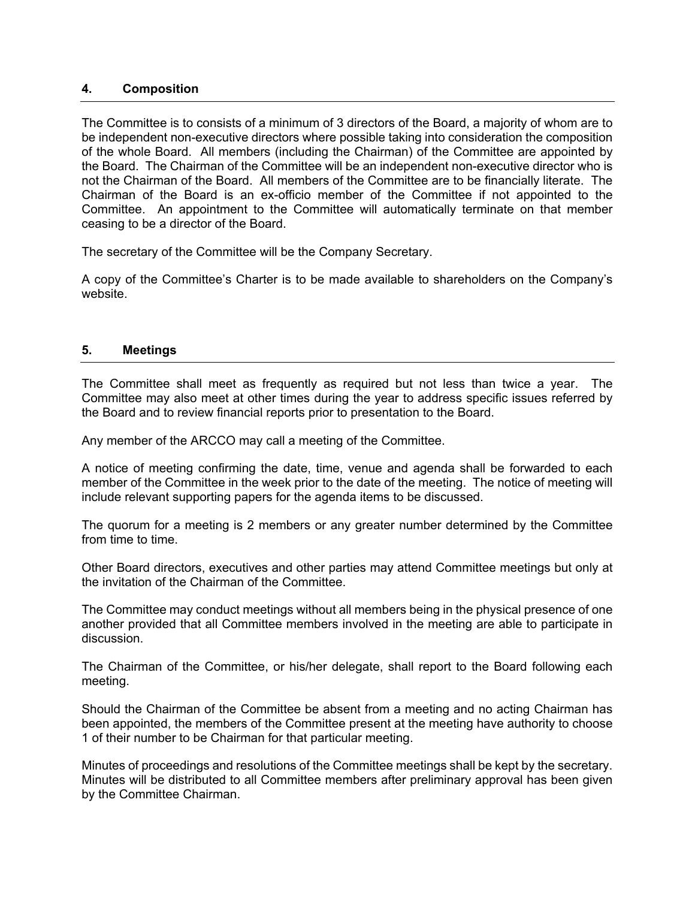## 4. Composition

The Committee is to consists of a minimum of 3 directors of the Board, a majority of whom are to be independent non-executive directors where possible taking into consideration the composition of the whole Board. All members (including the Chairman) of the Committee are appointed by the Board. The Chairman of the Committee will be an independent non-executive director who is not the Chairman of the Board. All members of the Committee are to be financially literate. The Chairman of the Board is an ex-officio member of the Committee if not appointed to the Committee. An appointment to the Committee will automatically terminate on that member ceasing to be a director of the Board.

The secretary of the Committee will be the Company Secretary.

A copy of the Committee's Charter is to be made available to shareholders on the Company's website.

## 5. Meetings

The Committee shall meet as frequently as required but not less than twice a year. The Committee may also meet at other times during the year to address specific issues referred by the Board and to review financial reports prior to presentation to the Board.

Any member of the ARCCO may call a meeting of the Committee.

A notice of meeting confirming the date, time, venue and agenda shall be forwarded to each member of the Committee in the week prior to the date of the meeting. The notice of meeting will include relevant supporting papers for the agenda items to be discussed.

The quorum for a meeting is 2 members or any greater number determined by the Committee from time to time.

Other Board directors, executives and other parties may attend Committee meetings but only at the invitation of the Chairman of the Committee.

The Committee may conduct meetings without all members being in the physical presence of one another provided that all Committee members involved in the meeting are able to participate in discussion.

The Chairman of the Committee, or his/her delegate, shall report to the Board following each meeting.

Should the Chairman of the Committee be absent from a meeting and no acting Chairman has been appointed, the members of the Committee present at the meeting have authority to choose 1 of their number to be Chairman for that particular meeting.

Minutes of proceedings and resolutions of the Committee meetings shall be kept by the secretary. Minutes will be distributed to all Committee members after preliminary approval has been given by the Committee Chairman.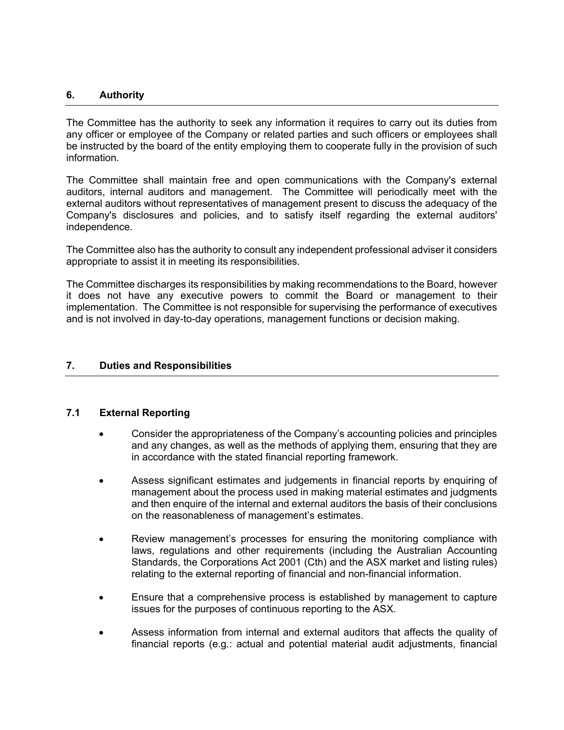## 6. Authority

The Committee has the authority to seek any information it requires to carry out its duties from any officer or employee of the Company or related parties and such officers or employees shall be instructed by the board of the entity employing them to cooperate fully in the provision of such information.

The Committee shall maintain free and open communications with the Company's external auditors, internal auditors and management. The Committee will periodically meet with the external auditors without representatives of management present to discuss the adequacy of the Company's disclosures and policies, and to satisfy itself regarding the external auditors' independence.

The Committee also has the authority to consult any independent professional adviser it considers appropriate to assist it in meeting its responsibilities.

The Committee discharges its responsibilities by making recommendations to the Board, however it does not have any executive powers to commit the Board or management to their implementation. The Committee is not responsible for supervising the performance of executives and is not involved in day-to-day operations, management functions or decision making.

## 7. Duties and Responsibilities

### 7.1 External Reporting

- Consider the appropriateness of the Company's accounting policies and principles and any changes, as well as the methods of applying them, ensuring that they are in accordance with the stated financial reporting framework.
- Assess significant estimates and judgements in financial reports by enquiring of management about the process used in making material estimates and judgments and then enquire of the internal and external auditors the basis of their conclusions on the reasonableness of management's estimates.
- Review management's processes for ensuring the monitoring compliance with laws, regulations and other requirements (including the Australian Accounting Standards, the Corporations Act 2001 (Cth) and the ASX market and listing rules) relating to the external reporting of financial and non-financial information.
- Ensure that a comprehensive process is established by management to capture issues for the purposes of continuous reporting to the ASX.
- Assess information from internal and external auditors that affects the quality of financial reports (e.g.: actual and potential material audit adjustments, financial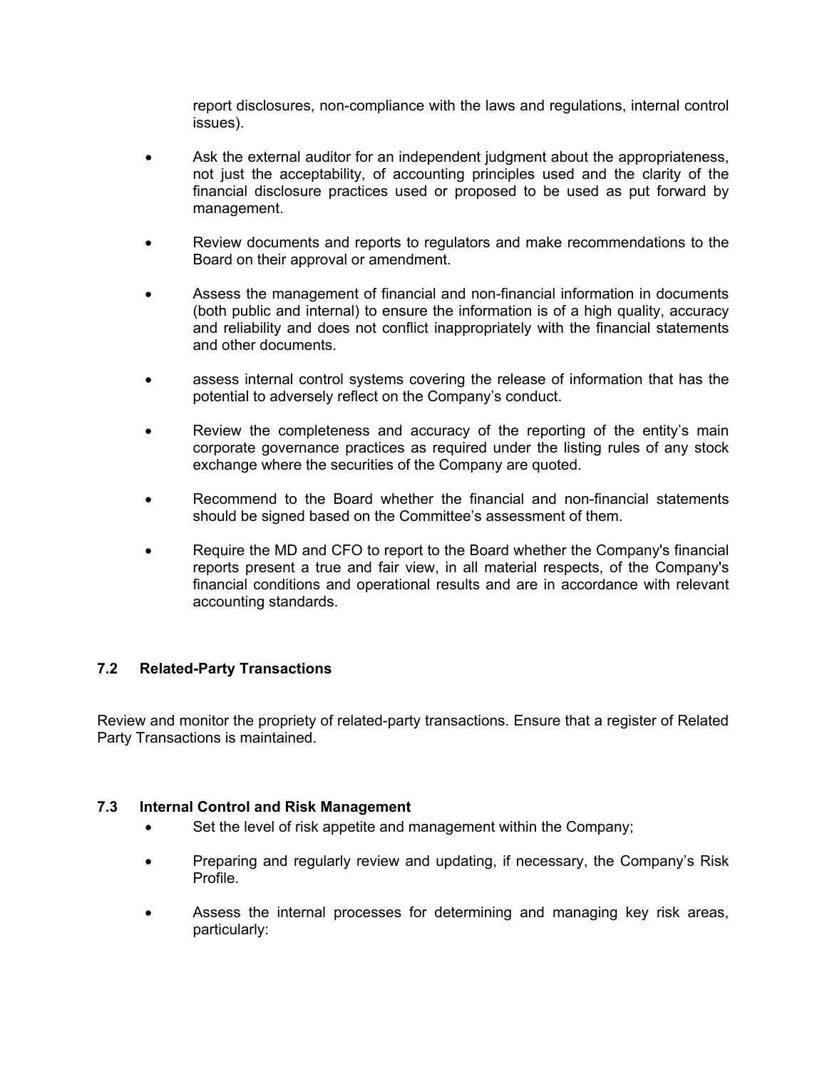report disclosures, non-compliance with the laws and regulations, internal control issues).

- Ask the external auditor for an independent judgment about the appropriateness, not just the acceptability, of accounting principles used and the clarity of the financial disclosure practices used or proposed to be used as put forward by management.

- Review documents and reports to regulators and make recommendations to the Board on their approval or amendment.

- Assess the management of financial and non-financial information in documents (both public and internal) to ensure the information is of a high quality, accuracy and reliability and does not conflict inappropriately with the financial statements and other documents.

- assess internal control systems covering the release of information that has the potential to adversely reflect on the Company's conduct.

- Review the completeness and accuracy of the reporting of the entity's main corporate governance practices as required under the listing rules of any stock exchange where the securities of the Company are quoted.

- Recommend to the Board whether the financial and non-financial statements should be signed based on the Committee's assessment of them.

- Require the MD and CFO to report to the Board whether the Company's financial reports present a true and fair view, in all material respects, of the Company's financial conditions and operational results and are in accordance with relevant accounting standards.

### 7.2 Related-Party Transactions

Review and monitor the propriety of related-party transactions. Ensure that a register of Related Party Transactions is maintained.

### 7.3 Internal Control and Risk Management

- Set the level of risk appetite and management within the Company;

- Preparing and regularly review and updating, if necessary, the Company's Risk Profile.

- Assess the internal processes for determining and managing key risk areas, particularly: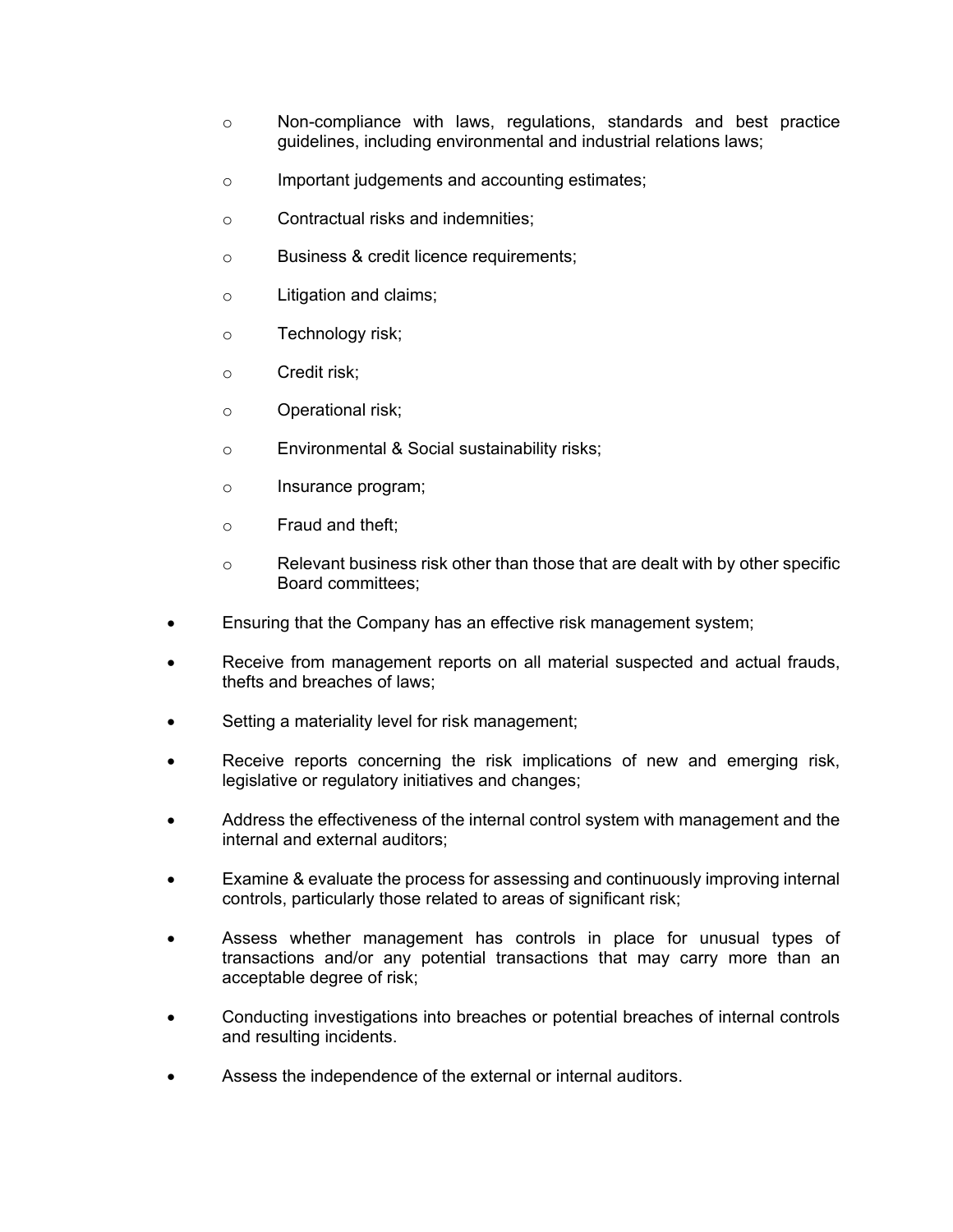- Non-compliance with laws, regulations, standards and best practice guidelines, including environmental and industrial relations laws;
  - Important judgements and accounting estimates;
  - Contractual risks and indemnities;
  - Business & credit licence requirements;
  - Litigation and claims;
  - Technology risk;
  - Credit risk;
  - Operational risk;
  - Environmental & Social sustainability risks;
  - Insurance program;
  - Fraud and theft;
  - Relevant business risk other than those that are dealt with by other specific Board committees;

- Ensuring that the Company has an effective risk management system;
- Receive from management reports on all material suspected and actual frauds, thefts and breaches of laws;
- Setting a materiality level for risk management;
- Receive reports concerning the risk implications of new and emerging risk, legislative or regulatory initiatives and changes;
- Address the effectiveness of the internal control system with management and the internal and external auditors;
- Examine & evaluate the process for assessing and continuously improving internal controls, particularly those related to areas of significant risk;
- Assess whether management has controls in place for unusual types of transactions and/or any potential transactions that may carry more than an acceptable degree of risk;
- Conducting investigations into breaches or potential breaches of internal controls and resulting incidents.
- Assess the independence of the external or internal auditors.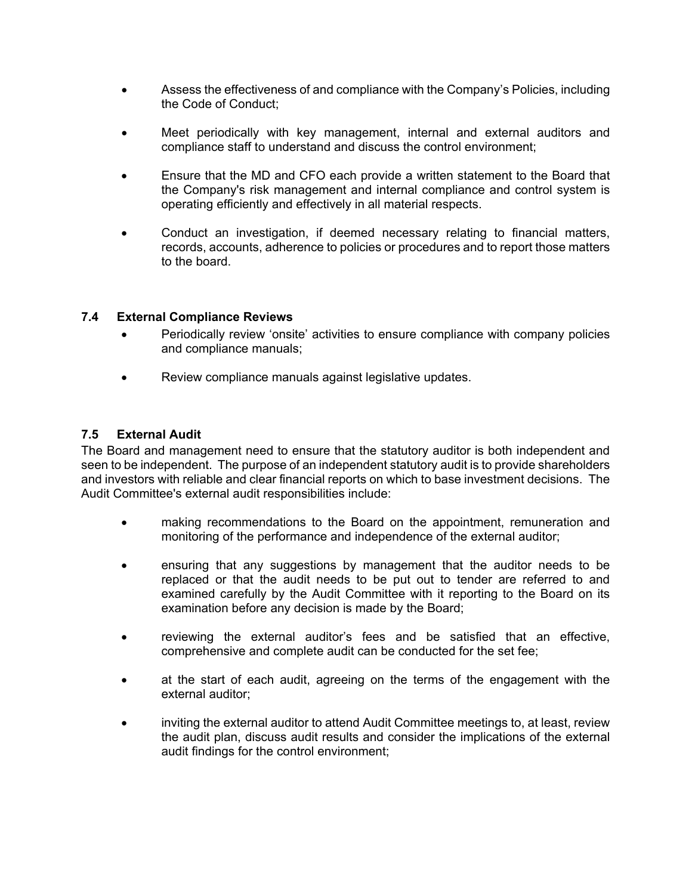- Assess the effectiveness of and compliance with the Company's Policies, including the Code of Conduct;

- Meet periodically with key management, internal and external auditors and compliance staff to understand and discuss the control environment;

- Ensure that the MD and CFO each provide a written statement to the Board that the Company's risk management and internal compliance and control system is operating efficiently and effectively in all material respects.

- Conduct an investigation, if deemed necessary relating to financial matters, records, accounts, adherence to policies or procedures and to report those matters to the board.

### 7.4 External Compliance Reviews

- Periodically review 'onsite' activities to ensure compliance with company policies and compliance manuals;

- Review compliance manuals against legislative updates.

### 7.5 External Audit

The Board and management need to ensure that the statutory auditor is both independent and seen to be independent. The purpose of an independent statutory audit is to provide shareholders and investors with reliable and clear financial reports on which to base investment decisions. The Audit Committee's external audit responsibilities include:

- making recommendations to the Board on the appointment, remuneration and monitoring of the performance and independence of the external auditor;

- ensuring that any suggestions by management that the auditor needs to be replaced or that the audit needs to be put out to tender are referred to and examined carefully by the Audit Committee with it reporting to the Board on its examination before any decision is made by the Board;

- reviewing the external auditor's fees and be satisfied that an effective, comprehensive and complete audit can be conducted for the set fee;

- at the start of each audit, agreeing on the terms of the engagement with the external auditor;

- inviting the external auditor to attend Audit Committee meetings to, at least, review the audit plan, discuss audit results and consider the implications of the external audit findings for the control environment;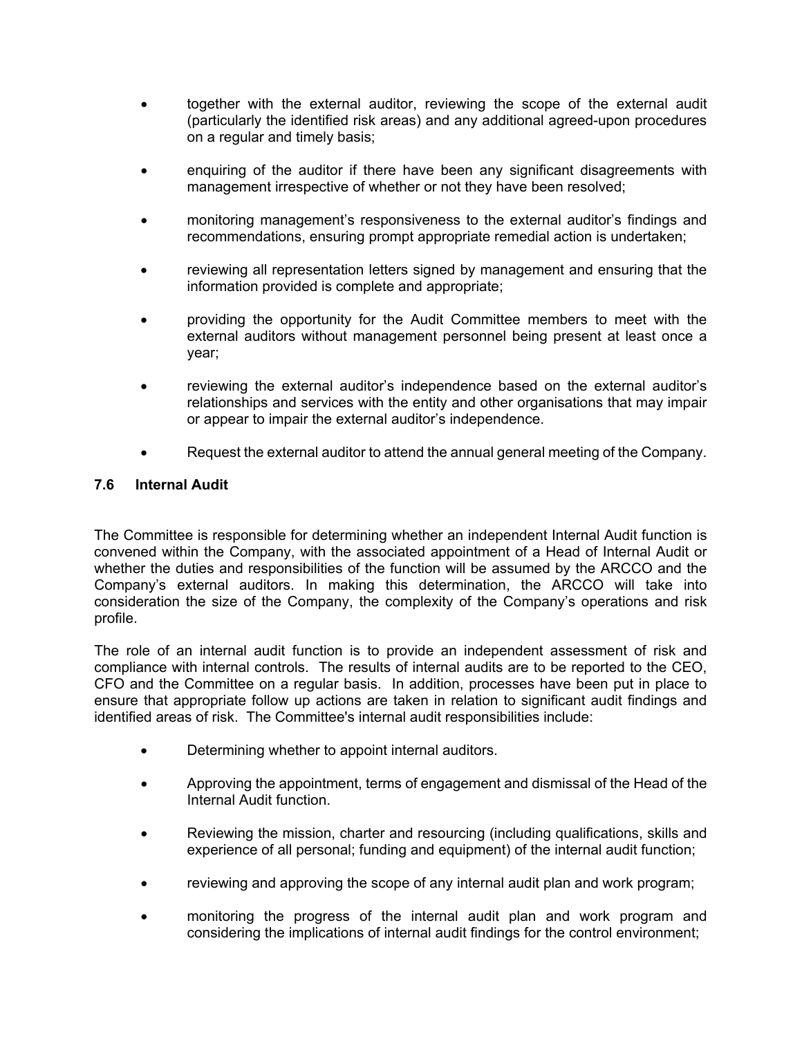- together with the external auditor, reviewing the scope of the external audit (particularly the identified risk areas) and any additional agreed-upon procedures on a regular and timely basis;
- enquiring of the auditor if there have been any significant disagreements with management irrespective of whether or not they have been resolved;
- monitoring management's responsiveness to the external auditor's findings and recommendations, ensuring prompt appropriate remedial action is undertaken;
- reviewing all representation letters signed by management and ensuring that the information provided is complete and appropriate;
- providing the opportunity for the Audit Committee members to meet with the external auditors without management personnel being present at least once a year;
- reviewing the external auditor's independence based on the external auditor's relationships and services with the entity and other organisations that may impair or appear to impair the external auditor's independence.
- Request the external auditor to attend the annual general meeting of the Company.

### 7.6 Internal Audit

The Committee is responsible for determining whether an independent Internal Audit function is convened within the Company, with the associated appointment of a Head of Internal Audit or whether the duties and responsibilities of the function will be assumed by the ARCCO and the Company's external auditors. In making this determination, the ARCCO will take into consideration the size of the Company, the complexity of the Company's operations and risk profile.

The role of an internal audit function is to provide an independent assessment of risk and compliance with internal controls. The results of internal audits are to be reported to the CEO, CFO and the Committee on a regular basis. In addition, processes have been put in place to ensure that appropriate follow up actions are taken in relation to significant audit findings and identified areas of risk. The Committee's internal audit responsibilities include:

- Determining whether to appoint internal auditors.
- Approving the appointment, terms of engagement and dismissal of the Head of the Internal Audit function.
- Reviewing the mission, charter and resourcing (including qualifications, skills and experience of all personal; funding and equipment) of the internal audit function;
- reviewing and approving the scope of any internal audit plan and work program;
- monitoring the progress of the internal audit plan and work program and considering the implications of internal audit findings for the control environment;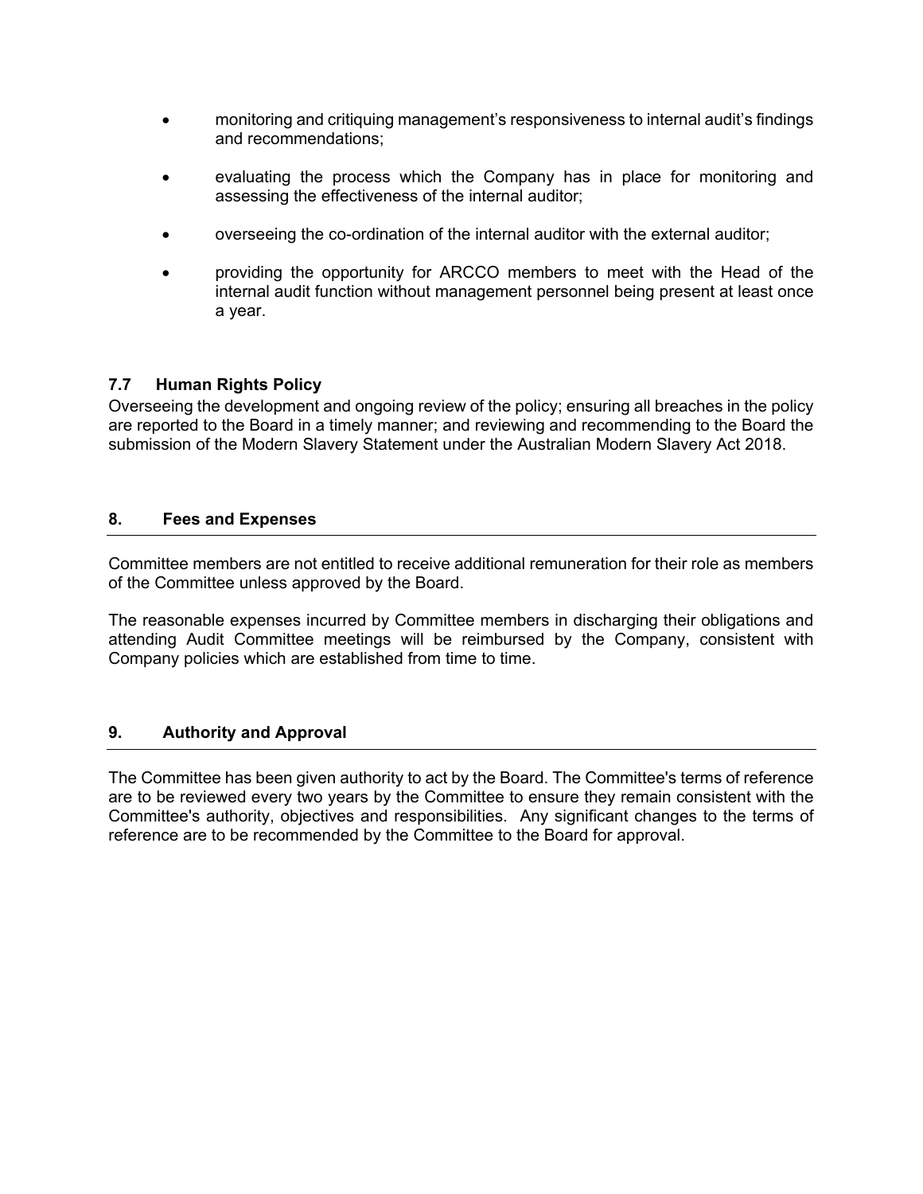- monitoring and critiquing management's responsiveness to internal audit's findings and recommendations;
- evaluating the process which the Company has in place for monitoring and assessing the effectiveness of the internal auditor;
- overseeing the co-ordination of the internal auditor with the external auditor;
- providing the opportunity for ARCCO members to meet with the Head of the internal audit function without management personnel being present at least once a year.

### 7.7 Human Rights Policy

Overseeing the development and ongoing review of the policy; ensuring all breaches in the policy are reported to the Board in a timely manner; and reviewing and recommending to the Board the submission of the Modern Slavery Statement under the Australian Modern Slavery Act 2018.

## 8. Fees and Expenses

Committee members are not entitled to receive additional remuneration for their role as members of the Committee unless approved by the Board.

The reasonable expenses incurred by Committee members in discharging their obligations and attending Audit Committee meetings will be reimbursed by the Company, consistent with Company policies which are established from time to time.

## 9. Authority and Approval

The Committee has been given authority to act by the Board. The Committee's terms of reference are to be reviewed every two years by the Committee to ensure they remain consistent with the Committee's authority, objectives and responsibilities. Any significant changes to the terms of reference are to be recommended by the Committee to the Board for approval.